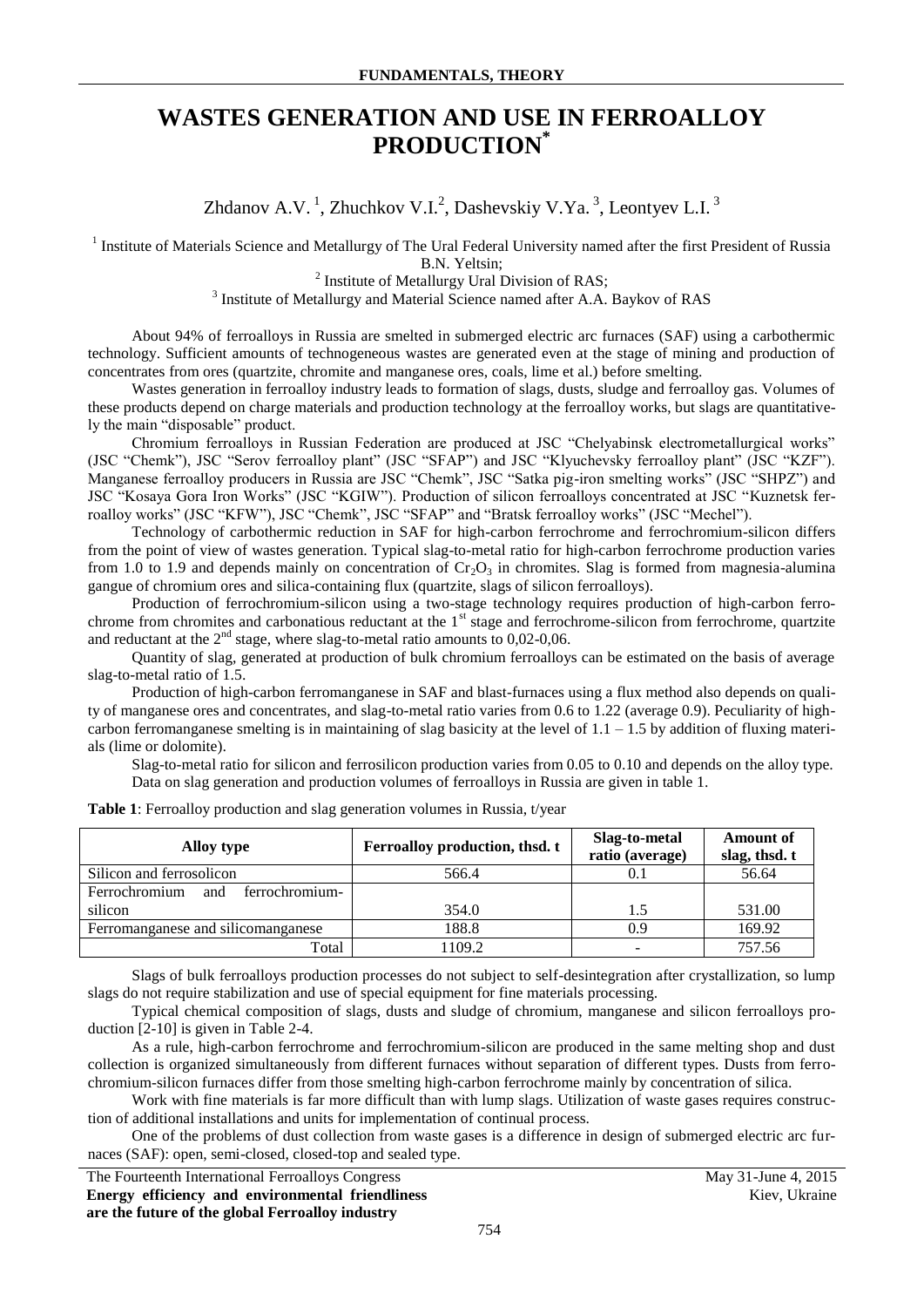# WASTES GENERATION AND USE IN FERROALLOY PRODUCTION*

Zhdanov A.V. [1], Zhuchkov V.I.[2], Dashevskiy V.Ya. [3], Leontyev L.I. [3]

[1] Institute of Materials Science and Metallurgy of The Ural Federal University named after the first President of Russia B.N. Yeltsin;

[2] Institute of Metallurgy Ural Division of RAS;

[3] Institute of Metallurgy and Material Science named after A.A. Baykov of RAS

About 94% of ferroalloys in Russia are smelted in submerged electric arc furnaces (SAF) using a carbothermic technology. Sufficient amounts of technogeneous wastes are generated even at the stage of mining and production of concentrates from ores (quartzite, chromite and manganese ores, coals, lime et al.) before smelting.

Wastes generation in ferroalloy industry leads to formation of slags, dusts, sludge and ferroalloy gas. Volumes of these products depend on charge materials and production technology at the ferroalloy works, but slags are quantitatively the main "disposable" product.

Chromium ferroalloys in Russian Federation are produced at JSC "Chelyabinsk electrometallurgical works" (JSC "Chemk"), JSC "Serov ferroalloy plant" (JSC "SFAP") and JSC "Klyuchevsky ferroalloy plant" (JSC "KZF"). Manganese ferroalloy producers in Russia are JSC "Chemk", JSC "Satka pig-iron smelting works" (JSC "SHPZ") and JSC "Kosaya Gora Iron Works" (JSC "KGIW"). Production of silicon ferroalloys concentrated at JSC "Kuznetsk ferroalloy works" (JSC "KFW"), JSC "Chemk", JSC "SFAP" and "Bratsk ferroalloy works" (JSC "Mechel").

Technology of carbothermic reduction in SAF for high-carbon ferrochrome and ferrochromium-silicon differs from the point of view of wastes generation. Typical slag-to-metal ratio for high-carbon ferrochrome production varies from 1.0 to 1.9 and depends mainly on concentration of $Cr_2O_3$ in chromites. Slag is formed from magnesia-alumina gangue of chromium ores and silica-containing flux (quartzite, slags of silicon ferroalloys).

Production of ferrochromium-silicon using a two-stage technology requires production of high-carbon ferrochrome from chromites and carbonatious reductant at the 1st stage and ferrochrome-silicon from ferrochrome, quartzite and reductant at the 2nd stage, where slag-to-metal ratio amounts to 0,02-0,06.

Quantity of slag, generated at production of bulk chromium ferroalloys can be estimated on the basis of average slag-to-metal ratio of 1.5.

Production of high-carbon ferromanganese in SAF and blast-furnaces using a flux method also depends on quality of manganese ores and concentrates, and slag-to-metal ratio varies from 0.6 to 1.22 (average 0.9). Peculiarity of high-carbon ferromanganese smelting is in maintaining of slag basicity at the level of 1.1 – 1.5 by addition of fluxing materials (lime or dolomite).

Slag-to-metal ratio for silicon and ferrosilicon production varies from 0.05 to 0.10 and depends on the alloy type. Data on slag generation and production volumes of ferroalloys in Russia are given in table 1.

**Table 1**: Ferroalloy production and slag generation volumes in Russia, t/year

| Alloy type | Ferroalloy production, thsd. t | Slag-to-metal ratio (average) | Amount of slag, thsd. t |
|---|---|---|---|
| Silicon and ferrosolicon | 566.4 | 0.1 | 56.64 |
| Ferrochromium and ferrochromium-silicon | 354.0 | 1.5 | 531.00 |
| Ferromanganese and silicomanganese | 188.8 | 0.9 | 169.92 |
| Total | 1109.2 | - | 757.56 |

Slags of bulk ferroalloys production processes do not subject to self-desintegration after crystallization, so lump slags do not require stabilization and use of special equipment for fine materials processing.

Typical chemical composition of slags, dusts and sludge of chromium, manganese and silicon ferroalloys production [2-10] is given in Table 2-4.

As a rule, high-carbon ferrochrome and ferrochromium-silicon are produced in the same melting shop and dust collection is organized simultaneously from different furnaces without separation of different types. Dusts from ferrochromium-silicon furnaces differ from those smelting high-carbon ferrochrome mainly by concentration of silica.

Work with fine materials is far more difficult than with lump slags. Utilization of waste gases requires construction of additional installations and units for implementation of continual process.

One of the problems of dust collection from waste gases is a difference in design of submerged electric arc furnaces (SAF): open, semi-closed, closed-top and sealed type.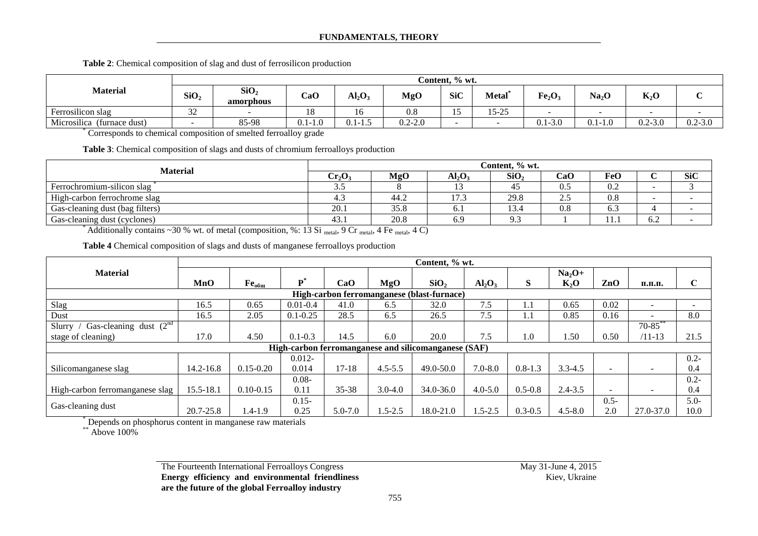**Table 2**: Chemical composition of slag and dust of ferrosilicon production

| Material | Content, % wt. | | | | | | | | | | |
|---|---|---|---|---|---|---|---|---|---|---|---|
| | $SiO_2$ | $SiO_2$ amorphous | CaO | $Al_2O_3$ | MgO | SiC | Metal* | $Fe_2O_3$ | $Na_2O$ | $K_2O$ | C |
| Ferrosilicon slag | 32 | - | 18 | 16 | 0.8 | 15 | 15-25 | - | - | - | - |
| Microsilica (furnace dust) | - | 85-98 | 0.1-1.0 | 0.1-1.5 | 0.2-2.0 | - | - | 0.1-3.0 | 0.1-1.0 | 0.2-3.0 | 0.2-3.0 |

\* Corresponds to chemical composition of smelted ferroalloy grade

**Table 3**: Chemical composition of slags and dusts of chromium ferroalloys production

| Material | Content, % wt. | | | | | | | |
|---|---|---|---|---|---|---|---|---|
| | $Cr_2O_3$ | MgO | $Al_2O_3$ | $SiO_2$ | CaO | FeO | C | SiC |
| Ferrochromium-silicon slag * | 3.5 | 8 | 13 | 45 | 0.5 | 0.2 | - | 3 |
| High-carbon ferrochrome slag | 4.3 | 44.2 | 17.3 | 29.8 | 2.5 | 0.8 | - | - |
| Gas-cleaning dust (bag filters) | 20.1 | 35.8 | 6.1 | 13.4 | 0.8 | 6.3 | 4 | - |
| Gas-cleaning dust (cyclones) | 43.1 | 20.8 | 6.9 | 9.3 | 1 | 11.1 | 6.2 | - |

\* Additionally contains ~30 % wt. of metal (composition, %: 13 $Si_{metal}$, 9 $Cr_{metal}$, 4 $Fe_{metal}$, 4 C)

**Table 4** Chemical composition of slags and dusts of manganese ferroalloys production

| Material | Content, % wt. | | | | | | | | | | | |
|---|---|---|---|---|---|---|---|---|---|---|---|---|
| | MnO | $Fe_{общ}$ | P* | CaO | MgO | $SiO_2$ | $Al_2O_3$ | S | $Na_2O$+ $K_2O$ | ZnO | п.п.п. | C |
| **High-carbon ferromanganese (blast-furnace)** | | | | | | | | | | | | |
| Slag | 16.5 | 0.65 | 0.01-0.4 | 41.0 | 6.5 | 32.0 | 7.5 | 1.1 | 0.65 | 0.02 | - | - |
| Dust | 16.5 | 2.05 | 0.1-0.25 | 28.5 | 6.5 | 26.5 | 7.5 | 1.1 | 0.85 | 0.16 | - | 8.0 |
| Slurry / Gas-cleaning dust (2nd stage of cleaning) | 17.0 | 4.50 | 0.1-0.3 | 14.5 | 6.0 | 20.0 | 7.5 | 1.0 | 1.50 | 0.50 | 70-85** /11-13 | 21.5 |
| **High-carbon ferromanganese and silicomanganese (SAF)** | | | | | | | | | | | | |
| Silicomanganese slag | 14.2-16.8 | 0.15-0.20 | 0.012-0.014 | 17-18 | 4.5-5.5 | 49.0-50.0 | 7.0-8.0 | 0.8-1.3 | 3.3-4.5 | - | - | 0.2-0.4 |
| High-carbon ferromanganese slag | 15.5-18.1 | 0.10-0.15 | 0.08-0.11 | 35-38 | 3.0-4.0 | 34.0-36.0 | 4.0-5.0 | 0.5-0.8 | 2.4-3.5 | - | - | 0.2-0.4 |
| Gas-cleaning dust | 20.7-25.8 | 1.4-1.9 | 0.15-0.25 | 5.0-7.0 | 1.5-2.5 | 18.0-21.0 | 1.5-2.5 | 0.3-0.5 | 4.5-8.0 | 0.5-2.0 | 27.0-37.0 | 5.0-10.0 |

\* Depends on phosphorus content in manganese raw materials
\*\* Above 100%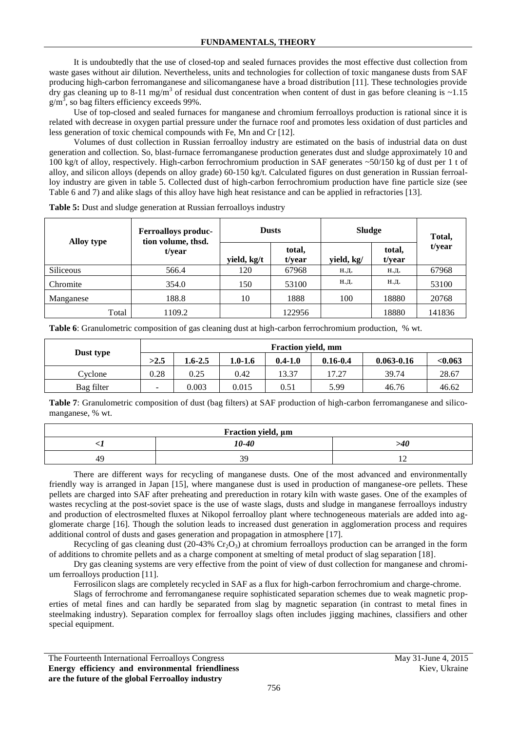It is undoubtedly that the use of closed-top and sealed furnaces provides the most effective dust collection from waste gases without air dilution. Nevertheless, units and technologies for collection of toxic manganese dusts from SAF producing high-carbon ferromanganese and silicomanganese have a broad distribution [11]. These technologies provide dry gas cleaning up to 8-11 mg/m$^3$ of residual dust concentration when content of dust in gas before cleaning is ~1.15 g/m$^3$, so bag filters efficiency exceeds 99%.

Use of top-closed and sealed furnaces for manganese and chromium ferroalloys production is rational since it is related with decrease in oxygen partial pressure under the furnace roof and promotes less oxidation of dust particles and less generation of toxic chemical compounds with Fe, Mn and Cr [12].

Volumes of dust collection in Russian ferroalloy industry are estimated on the basis of industrial data on dust generation and collection. So, blast-furnace ferromanganese production generates dust and sludge approximately 10 and 100 kg/t of alloy, respectively. High-carbon ferrochromium production in SAF generates ~50/150 kg of dust per 1 t of alloy, and silicon alloys (depends on alloy grade) 60-150 kg/t. Calculated figures on dust generation in Russian ferroalloy industry are given in table 5. Collected dust of high-carbon ferrochromium production have fine particle size (see Table 6 and 7) and alike slags of this alloy have high heat resistance and can be applied in refractories [13].

**Table 5:** Dust and sludge generation at Russian ferroalloys industry

| Alloy type | Ferroalloys production volume, thsd. t/year | Dusts | | Sludge | | Total, t/year |
|---|---|---|---|---|---|---|
| | | yield, kg/t | total, t/year | yield, kg/ | total, t/year | |
| Siliceous | 566.4 | 120 | 67968 | н.д. | н.д. | 67968 |
| Chromite | 354.0 | 150 | 53100 | н.д. | н.д. | 53100 |
| Manganese | 188.8 | 10 | 1888 | 100 | 18880 | 20768 |
| Total | 1109.2 | | 122956 | | 18880 | 141836 |

**Table 6**: Granulometric composition of gas cleaning dust at high-carbon ferrochromium production, % wt.

| Dust type | Fraction yield, mm | | | | | | |
|---|---|---|---|---|---|---|---|
| | >2.5 | 1.6-2.5 | 1.0-1.6 | 0.4-1.0 | 0.16-0.4 | 0.063-0.16 | <0.063 |
| Cyclone | 0.28 | 0.25 | 0.42 | 13.37 | 17.27 | 39.74 | 28.67 |
| Bag filter | - | 0.003 | 0.015 | 0.51 | 5.99 | 46.76 | 46.62 |

**Table 7**: Granulometric composition of dust (bag filters) at SAF production of high-carbon ferromanganese and silicomanganese, % wt.

| Fraction yield, µm | | |
|---|---|---|
| *<1* | *10-40* | *>40* |
| 49 | 39 | 12 |

There are different ways for recycling of manganese dusts. One of the most advanced and environmentally friendly way is arranged in Japan [15], where manganese dust is used in production of manganese-ore pellets. These pellets are charged into SAF after preheating and prereduction in rotary kiln with waste gases. One of the examples of wastes recycling at the post-soviet space is the use of waste slags, dusts and sludge in manganese ferroalloys industry and production of electrosmelted fluxes at Nikopol ferroalloy plant where technogeneous materials are added into agglomerate charge [16]. Though the solution leads to increased dust generation in agglomeration process and requires additional control of dusts and gases generation and propagation in atmosphere [17].

Recycling of gas cleaning dust (20-43% $Cr_2O_3$) at chromium ferroalloys production can be arranged in the form of additions to chromite pellets and as a charge component at smelting of metal product of slag separation [18].

Dry gas cleaning systems are very effective from the point of view of dust collection for manganese and chromium ferroalloys production [11].

Ferrosilicon slags are completely recycled in SAF as a flux for high-carbon ferrochromium and charge-chrome.

Slags of ferrochrome and ferromanganese require sophisticated separation schemes due to weak magnetic properties of metal fines and can hardly be separated from slag by magnetic separation (in contrast to metal fines in steelmaking industry). Separation complex for ferroalloy slags often includes jigging machines, classifiers and other special equipment.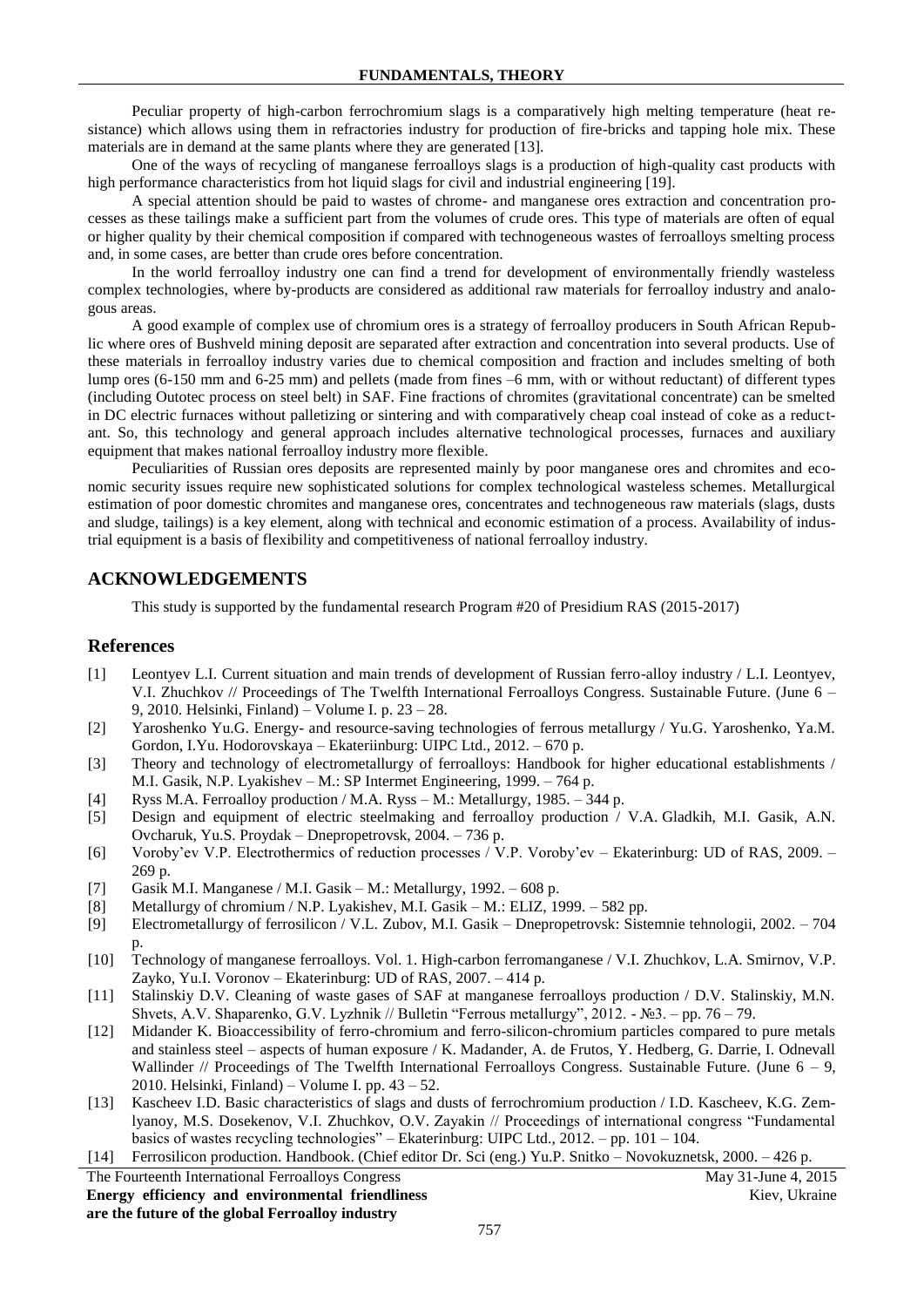Peculiar property of high-carbon ferrochromium slags is a comparatively high melting temperature (heat resistance) which allows using them in refractories industry for production of fire-bricks and tapping hole mix. These materials are in demand at the same plants where they are generated [13].

One of the ways of recycling of manganese ferroalloys slags is a production of high-quality cast products with high performance characteristics from hot liquid slags for civil and industrial engineering [19].

A special attention should be paid to wastes of chrome- and manganese ores extraction and concentration processes as these tailings make a sufficient part from the volumes of crude ores. This type of materials are often of equal or higher quality by their chemical composition if compared with technogeneous wastes of ferroalloys smelting process and, in some cases, are better than crude ores before concentration.

In the world ferroalloy industry one can find a trend for development of environmentally friendly wasteless complex technologies, where by-products are considered as additional raw materials for ferroalloy industry and analogous areas.

A good example of complex use of chromium ores is a strategy of ferroalloy producers in South African Republic where ores of Bushveld mining deposit are separated after extraction and concentration into several products. Use of these materials in ferroalloy industry varies due to chemical composition and fraction and includes smelting of both lump ores (6-150 mm and 6-25 mm) and pellets (made from fines –6 mm, with or without reductant) of different types (including Outotec process on steel belt) in SAF. Fine fractions of chromites (gravitational concentrate) can be smelted in DC electric furnaces without palletizing or sintering and with comparatively cheap coal instead of coke as a reductant. So, this technology and general approach includes alternative technological processes, furnaces and auxiliary equipment that makes national ferroalloy industry more flexible.

Peculiarities of Russian ores deposits are represented mainly by poor manganese ores and chromites and economic security issues require new sophisticated solutions for complex technological wasteless schemes. Metallurgical estimation of poor domestic chromites and manganese ores, concentrates and technogeneous raw materials (slags, dusts and sludge, tailings) is a key element, along with technical and economic estimation of a process. Availability of industrial equipment is a basis of flexibility and competitiveness of national ferroalloy industry.

## ACKNOWLEDGEMENTS

This study is supported by the fundamental research Program #20 of Presidium RAS (2015-2017)

## References

[1] Leontyev L.I. Current situation and main trends of development of Russian ferro-alloy industry / L.I. Leontyev, V.I. Zhuchkov // Proceedings of The Twelfth International Ferroalloys Congress. Sustainable Future. (June 6 – 9, 2010. Helsinki, Finland) – Volume I. p. 23 – 28.

[2] Yaroshenko Yu.G. Energy- and resource-saving technologies of ferrous metallurgy / Yu.G. Yaroshenko, Ya.M. Gordon, I.Yu. Hodorovskaya – Ekateriinburg: UIPC Ltd., 2012. – 670 p.

[3] Theory and technology of electrometallurgy of ferroalloys: Handbook for higher educational establishments / M.I. Gasik, N.P. Lyakishev – M.: SP Intermet Engineering, 1999. – 764 p.

[4] Ryss M.A. Ferroalloy production / M.A. Ryss – M.: Metallurgy, 1985. – 344 p.

[5] Design and equipment of electric steelmaking and ferroalloy production / V.A. Gladkih, M.I. Gasik, A.N. Ovcharuk, Yu.S. Proydak – Dnepropetrovsk, 2004. – 736 p.

[6] Voroby'ev V.P. Electrothermics of reduction processes / V.P. Voroby'ev – Ekaterinburg: UD of RAS, 2009. – 269 p.

[7] Gasik M.I. Manganese / M.I. Gasik – M.: Metallurgy, 1992. – 608 p.

[8] Metallurgy of chromium / N.P. Lyakishev, M.I. Gasik – M.: ELIZ, 1999. – 582 pp.

[9] Electrometallurgy of ferrosilicon / V.L. Zubov, M.I. Gasik – Dnepropetrovsk: Sistemnie tehnologii, 2002. – 704 p.

[10] Technology of manganese ferroalloys. Vol. 1. High-carbon ferromanganese / V.I. Zhuchkov, L.A. Smirnov, V.P. Zayko, Yu.I. Voronov – Ekaterinburg: UD of RAS, 2007. – 414 p.

[11] Stalinskiy D.V. Cleaning of waste gases of SAF at manganese ferroalloys production / D.V. Stalinskiy, M.N. Shvets, A.V. Shaparenko, G.V. Lyzhnik // Bulletin "Ferrous metallurgy", 2012. - №3. – pp. 76 – 79.

[12] Midander K. Bioaccessibility of ferro-chromium and ferro-silicon-chromium particles compared to pure metals and stainless steel – aspects of human exposure / K. Madander, A. de Frutos, Y. Hedberg, G. Darrie, I. Odnevall Wallinder // Proceedings of The Twelfth International Ferroalloys Congress. Sustainable Future. (June 6 – 9, 2010. Helsinki, Finland) – Volume I. pp. 43 – 52.

[13] Kascheev I.D. Basic characteristics of slags and dusts of ferrochromium production / I.D. Kascheev, K.G. Zemlyanoy, M.S. Dosekenov, V.I. Zhuchkov, O.V. Zayakin // Proceedings of international congress "Fundamental basics of wastes recycling technologies" – Ekaterinburg: UIPC Ltd., 2012. – pp. 101 – 104.

[14] Ferrosilicon production. Handbook. (Chief editor Dr. Sci (eng.) Yu.P. Snitko – Novokuznetsk, 2000. – 426 p.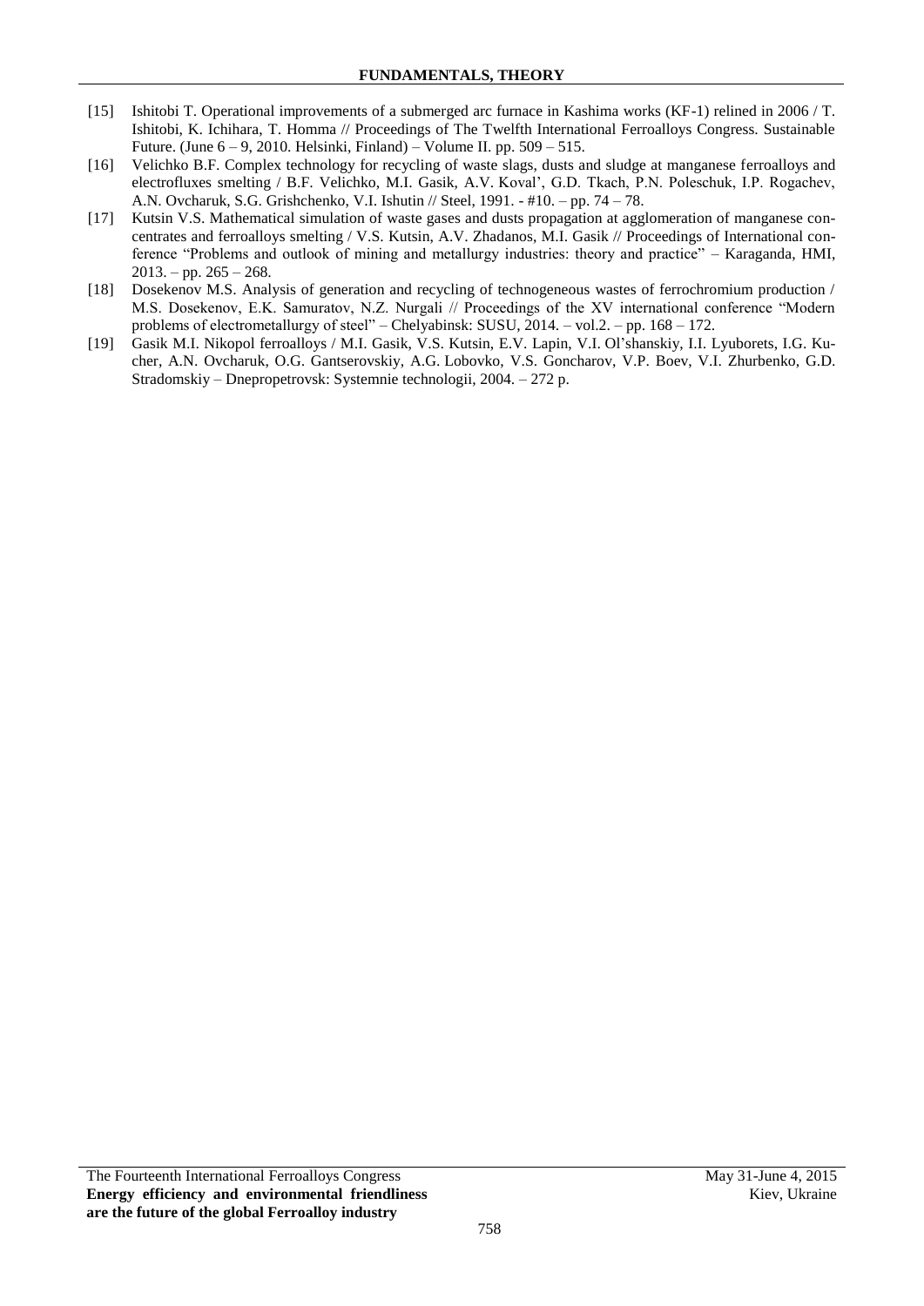[15] Ishitobi T. Operational improvements of a submerged arc furnace in Kashima works (KF-1) relined in 2006 / T. Ishitobi, K. Ichihara, T. Homma // Proceedings of The Twelfth International Ferroalloys Congress. Sustainable Future. (June 6 – 9, 2010. Helsinki, Finland) – Volume II. pp. 509 – 515.

[16] Velichko B.F. Complex technology for recycling of waste slags, dusts and sludge at manganese ferroalloys and electrofluxes smelting / B.F. Velichko, M.I. Gasik, A.V. Koval', G.D. Tkach, P.N. Poleschuk, I.P. Rogachev, A.N. Ovcharuk, S.G. Grishchenko, V.I. Ishutin // Steel, 1991. - #10. – pp. 74 – 78.

[17] Kutsin V.S. Mathematical simulation of waste gases and dusts propagation at agglomeration of manganese concentrates and ferroalloys smelting / V.S. Kutsin, A.V. Zhadanos, M.I. Gasik // Proceedings of International conference "Problems and outlook of mining and metallurgy industries: theory and practice" – Karaganda, HMI, 2013. – pp. 265 – 268.

[18] Dosekenov M.S. Analysis of generation and recycling of technogeneous wastes of ferrochromium production / M.S. Dosekenov, E.K. Samuratov, N.Z. Nurgali // Proceedings of the XV international conference "Modern problems of electrometallurgy of steel" – Chelyabinsk: SUSU, 2014. – vol.2. – pp. 168 – 172.

[19] Gasik M.I. Nikopol ferroalloys / M.I. Gasik, V.S. Kutsin, E.V. Lapin, V.I. Ol'shanskiy, I.I. Lyuborets, I.G. Kucher, A.N. Ovcharuk, O.G. Gantserovskiy, A.G. Lobovko, V.S. Goncharov, V.P. Boev, V.I. Zhurbenko, G.D. Stradomskiy – Dnepropetrovsk: Systemnie technologii, 2004. – 272 p.